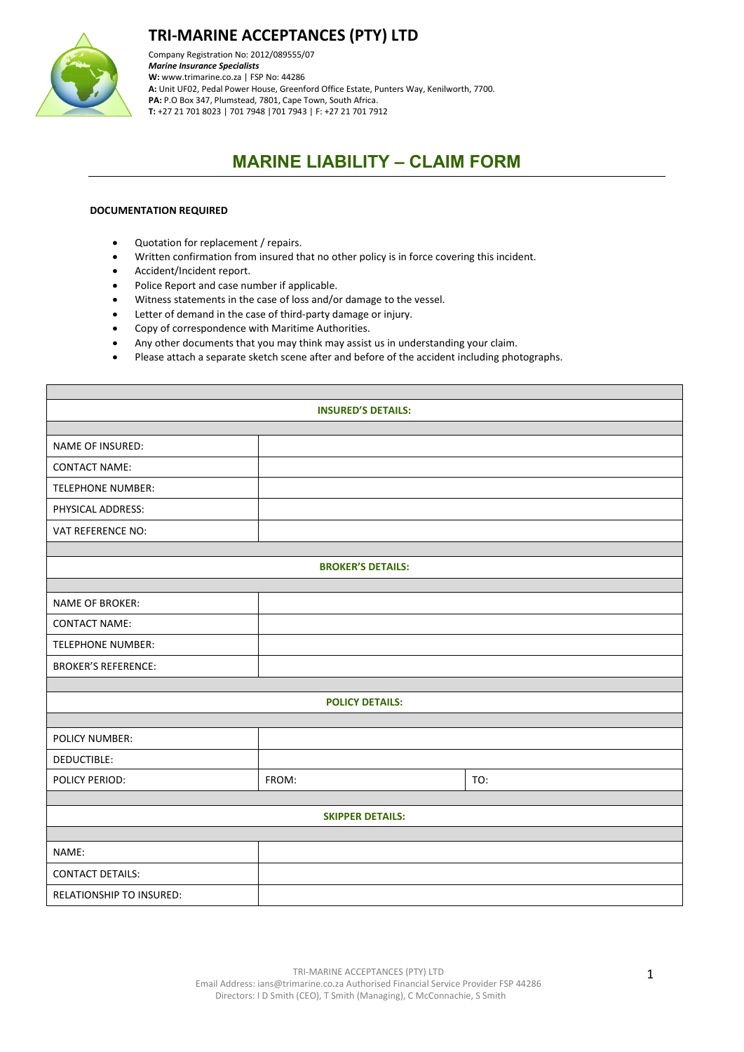# TRI-MARINE ACCEPTANCES (PTY) LTD

Company Registration No: 2012/089555/07
***Marine Insurance Specialists***
**W:** www.trimarine.co.za | FSP No: 44286
**A:** Unit UF02, Pedal Power House, Greenford Office Estate, Punters Way, Kenilworth, 7700.
**PA:** P.O Box 347, Plumstead, 7801, Cape Town, South Africa.
**T:** +27 21 701 8023 | 701 7948 |701 7943 | F: +27 21 701 7912

## MARINE LIABILITY – CLAIM FORM

**DOCUMENTATION REQUIRED**

- Quotation for replacement / repairs.
- Written confirmation from insured that no other policy is in force covering this incident.
- Accident/Incident report.
- Police Report and case number if applicable.
- Witness statements in the case of loss and/or damage to the vessel.
- Letter of demand in the case of third-party damage or injury.
- Copy of correspondence with Maritime Authorities.
- Any other documents that you may think may assist us in understanding your claim.
- Please attach a separate sketch scene after and before of the accident including photographs.

| **INSURED'S DETAILS:** | | |
|---|---|---|
| NAME OF INSURED: | | |
| CONTACT NAME: | | |
| TELEPHONE NUMBER: | | |
| PHYSICAL ADDRESS: | | |
| VAT REFERENCE NO: | | |
| **BROKER'S DETAILS:** | | |
| NAME OF BROKER: | | |
| CONTACT NAME: | | |
| TELEPHONE NUMBER: | | |
| BROKER'S REFERENCE: | | |
| **POLICY DETAILS:** | | |
| POLICY NUMBER: | | |
| DEDUCTIBLE: | | |
| POLICY PERIOD: | FROM: | TO: |
| **SKIPPER DETAILS:** | | |
| NAME: | | |
| CONTACT DETAILS: | | |
| RELATIONSHIP TO INSURED: | | |

TRI-MARINE ACCEPTANCES (PTY) LTD
Email Address: ians@trimarine.co.za Authorised Financial Service Provider FSP 44286
Directors: I D Smith (CEO), T Smith (Managing), C McConnachie, S Smith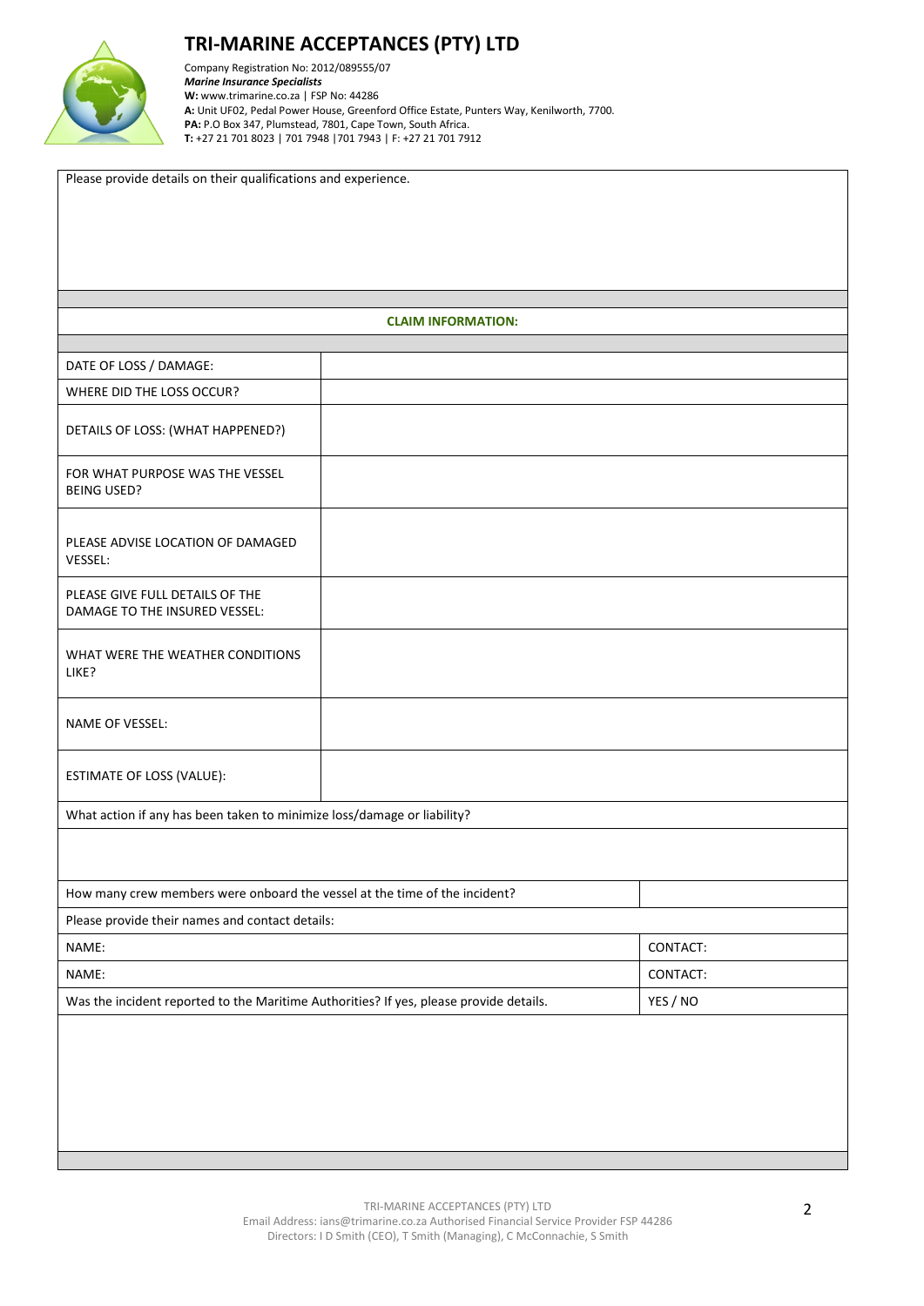# TRI-MARINE ACCEPTANCES (PTY) LTD

Company Registration No: 2012/089555/07
***Marine Insurance Specialists***
**W:** www.trimarine.co.za | FSP No: 44286
**A:** Unit UF02, Pedal Power House, Greenford Office Estate, Punters Way, Kenilworth, 7700.
**PA:** P.O Box 347, Plumstead, 7801, Cape Town, South Africa.
**T:** +27 21 701 8023 | 701 7948 |701 7943 | F: +27 21 701 7912

Please provide details on their qualifications and experience.

## CLAIM INFORMATION:

| | |
|---|---|
| DATE OF LOSS / DAMAGE: | |
| WHERE DID THE LOSS OCCUR? | |
| DETAILS OF LOSS: (WHAT HAPPENED?) | |
| FOR WHAT PURPOSE WAS THE VESSEL BEING USED? | |
| PLEASE ADVISE LOCATION OF DAMAGED VESSEL: | |
| PLEASE GIVE FULL DETAILS OF THE DAMAGE TO THE INSURED VESSEL: | |
| WHAT WERE THE WEATHER CONDITIONS LIKE? | |
| NAME OF VESSEL: | |
| ESTIMATE OF LOSS (VALUE): | |

What action if any has been taken to minimize loss/damage or liability?

| | |
|---|---|
| How many crew members were onboard the vessel at the time of the incident? | |
| Please provide their names and contact details: | |
| NAME: | CONTACT: |
| NAME: | CONTACT: |
| Was the incident reported to the Maritime Authorities? If yes, please provide details. | YES / NO |

TRI-MARINE ACCEPTANCES (PTY) LTD
Email Address: ians@trimarine.co.za Authorised Financial Service Provider FSP 44286
Directors: I D Smith (CEO), T Smith (Managing), C McConnachie, S Smith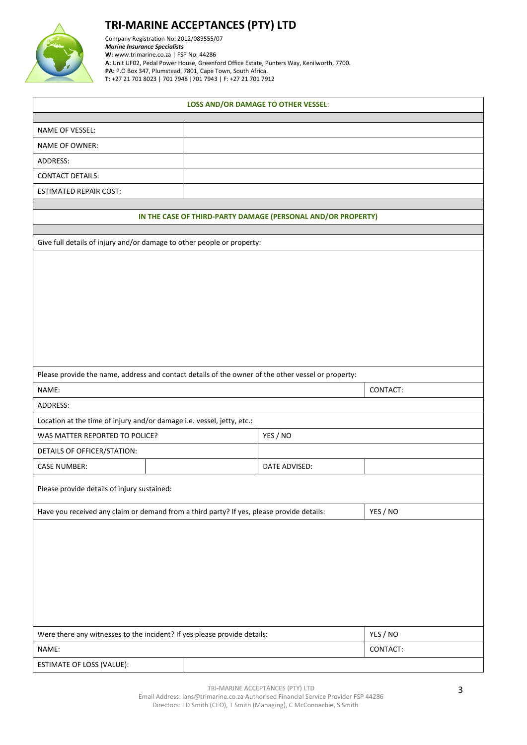# TRI-MARINE ACCEPTANCES (PTY) LTD

Company Registration No: 2012/089555/07
***Marine Insurance Specialists***
**W:** www.trimarine.co.za | FSP No: 44286
**A:** Unit UF02, Pedal Power House, Greenford Office Estate, Punters Way, Kenilworth, 7700.
**PA:** P.O Box 347, Plumstead, 7801, Cape Town, South Africa.
**T:** +27 21 701 8023 | 701 7948 |701 7943 | F: +27 21 701 7912

**LOSS AND/OR DAMAGE TO OTHER VESSEL:**

| | |
|---|---|
| NAME OF VESSEL: | |
| NAME OF OWNER: | |
| ADDRESS: | |
| CONTACT DETAILS: | |
| ESTIMATED REPAIR COST: | |

**IN THE CASE OF THIRD-PARTY DAMAGE (PERSONAL AND/OR PROPERTY)**

Give full details of injury and/or damage to other people or property:

Please provide the name, address and contact details of the owner of the other vessel or property:

| | | | |
|---|---|---|---|
| NAME: | | | CONTACT: |
| ADDRESS: | | | |
| Location at the time of injury and/or damage i.e. vessel, jetty, etc.: | | | |
| WAS MATTER REPORTED TO POLICE? | | YES / NO | |
| DETAILS OF OFFICER/STATION: | | | |
| CASE NUMBER: | | DATE ADVISED: | |

Please provide details of injury sustained:

| | |
|---|---|
| Have you received any claim or demand from a third party? If yes, please provide details: | YES / NO |

| | |
|---|---|
| Were there any witnesses to the incident? If yes please provide details: | YES / NO |
| NAME: | CONTACT: |
| ESTIMATE OF LOSS (VALUE): | |

TRI-MARINE ACCEPTANCES (PTY) LTD
Email Address: ians@trimarine.co.za Authorised Financial Service Provider FSP 44286
Directors: I D Smith (CEO), T Smith (Managing), C McConnachie, S Smith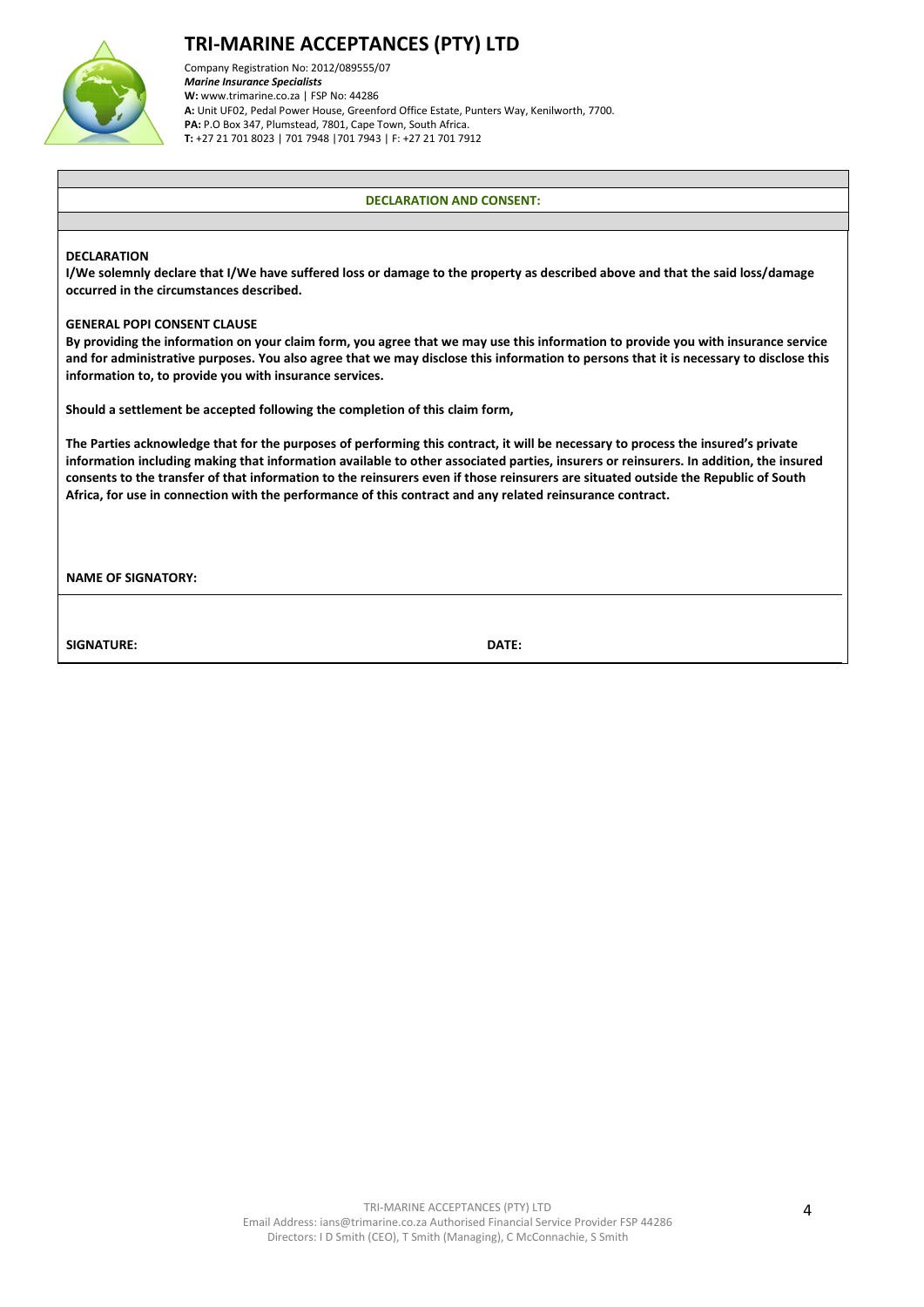# TRI-MARINE ACCEPTANCES (PTY) LTD

Company Registration No: 2012/089555/07
***Marine Insurance Specialists***
**W:** www.trimarine.co.za | FSP No: 44286
**A:** Unit UF02, Pedal Power House, Greenford Office Estate, Punters Way, Kenilworth, 7700.
**PA:** P.O Box 347, Plumstead, 7801, Cape Town, South Africa.
**T:** +27 21 701 8023 | 701 7948 |701 7943 | F: +27 21 701 7912

## DECLARATION AND CONSENT:

**DECLARATION**

**I/We solemnly declare that I/We have suffered loss or damage to the property as described above and that the said loss/damage occurred in the circumstances described.**

**GENERAL POPI CONSENT CLAUSE**

**By providing the information on your claim form, you agree that we may use this information to provide you with insurance service and for administrative purposes. You also agree that we may disclose this information to persons that it is necessary to disclose this information to, to provide you with insurance services.**

**Should a settlement be accepted following the completion of this claim form,**

**The Parties acknowledge that for the purposes of performing this contract, it will be necessary to process the insured's private information including making that information available to other associated parties, insurers or reinsurers. In addition, the insured consents to the transfer of that information to the reinsurers even if those reinsurers are situated outside the Republic of South Africa, for use in connection with the performance of this contract and any related reinsurance contract.**

**NAME OF SIGNATORY:**

**SIGNATURE:** **DATE:**

TRI-MARINE ACCEPTANCES (PTY) LTD
Email Address: ians@trimarine.co.za Authorised Financial Service Provider FSP 44286
Directors: I D Smith (CEO), T Smith (Managing), C McConnachie, S Smith